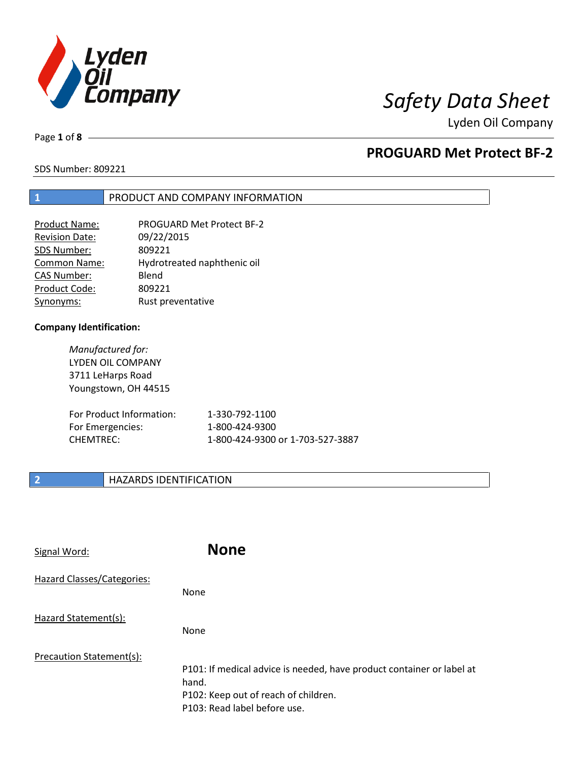# Safety Data Sheet

Lyden Oil Company

## PROGUARD Met Protect BF-2

SDS Number: 809221

## 1 PRODUCT AND COMPANY INFORMATION

| | |
|---|---|
| Product Name: | PROGUARD Met Protect BF-2 |
| Revision Date: | 09/22/2015 |
| SDS Number: | 809221 |
| Common Name: | Hydrotreated naphthenic oil |
| CAS Number: | Blend |
| Product Code: | 809221 |
| Synonyms: | Rust preventative |

**Company Identification:**

*Manufactured for:*
LYDEN OIL COMPANY
3711 LeHarps Road
Youngstown, OH 44515

| | |
|---|---|
| For Product Information: | 1-330-792-1100 |
| For Emergencies: | 1-800-424-9300 |
| CHEMTREC: | 1-800-424-9300 or 1-703-527-3887 |

## 2 HAZARDS IDENTIFICATION

Signal Word: **None**

Hazard Classes/Categories:

None

Hazard Statement(s):

None

Precaution Statement(s):

P101: If medical advice is needed, have product container or label at hand.
P102: Keep out of reach of children.
P103: Read label before use.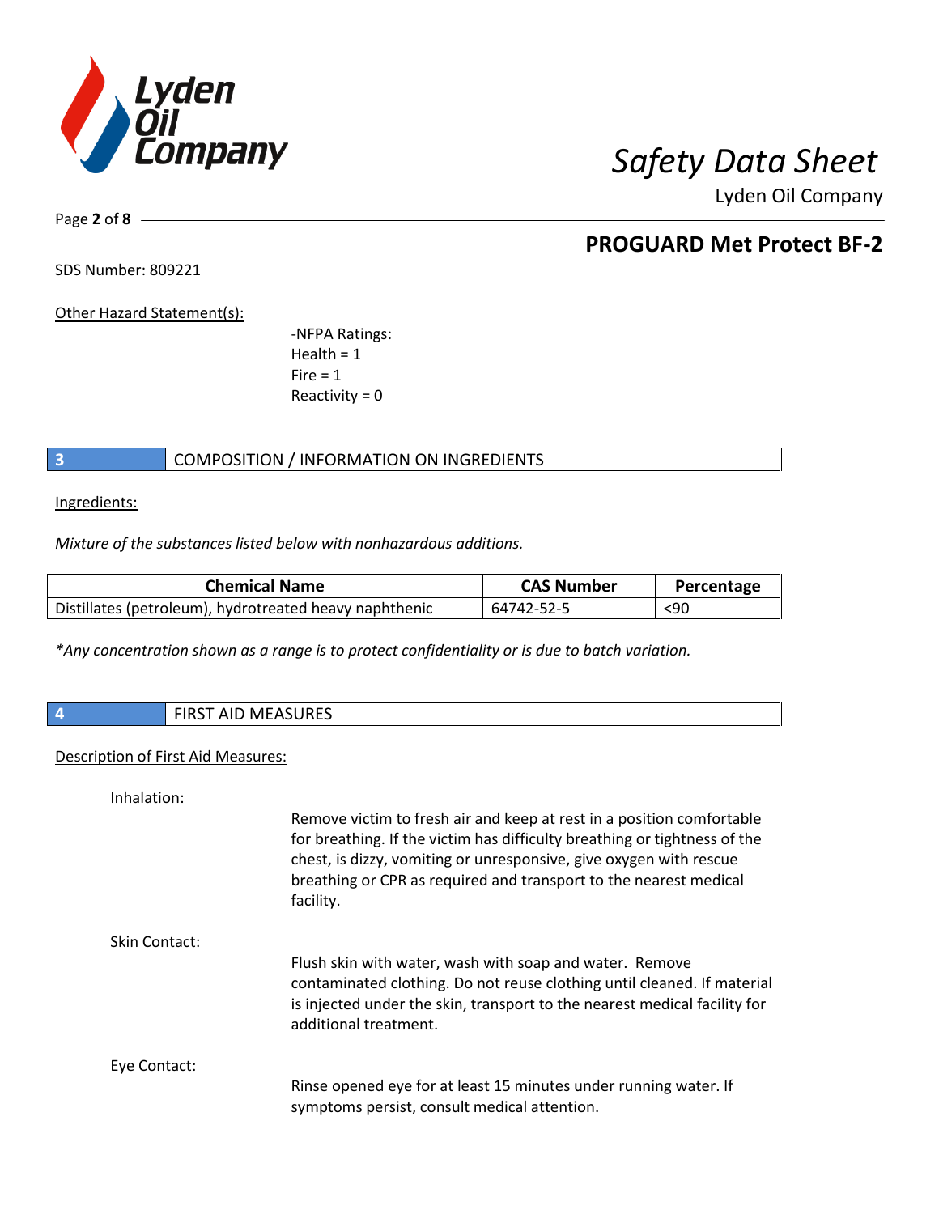Other Hazard Statement(s):

-NFPA Ratings:
Health = 1
Fire = 1
Reactivity = 0

## 3 COMPOSITION / INFORMATION ON INGREDIENTS

Ingredients:

*Mixture of the substances listed below with nonhazardous additions.*

| Chemical Name | CAS Number | Percentage |
|---|---|---|
| Distillates (petroleum), hydrotreated heavy naphthenic | 64742-52-5 | <90 |

**Any concentration shown as a range is to protect confidentiality or is due to batch variation.*

## 4 FIRST AID MEASURES

Description of First Aid Measures:

Inhalation:

Remove victim to fresh air and keep at rest in a position comfortable for breathing. If the victim has difficulty breathing or tightness of the chest, is dizzy, vomiting or unresponsive, give oxygen with rescue breathing or CPR as required and transport to the nearest medical facility.

Skin Contact:

Flush skin with water, wash with soap and water. Remove contaminated clothing. Do not reuse clothing until cleaned. If material is injected under the skin, transport to the nearest medical facility for additional treatment.

Eye Contact:

Rinse opened eye for at least 15 minutes under running water. If symptoms persist, consult medical attention.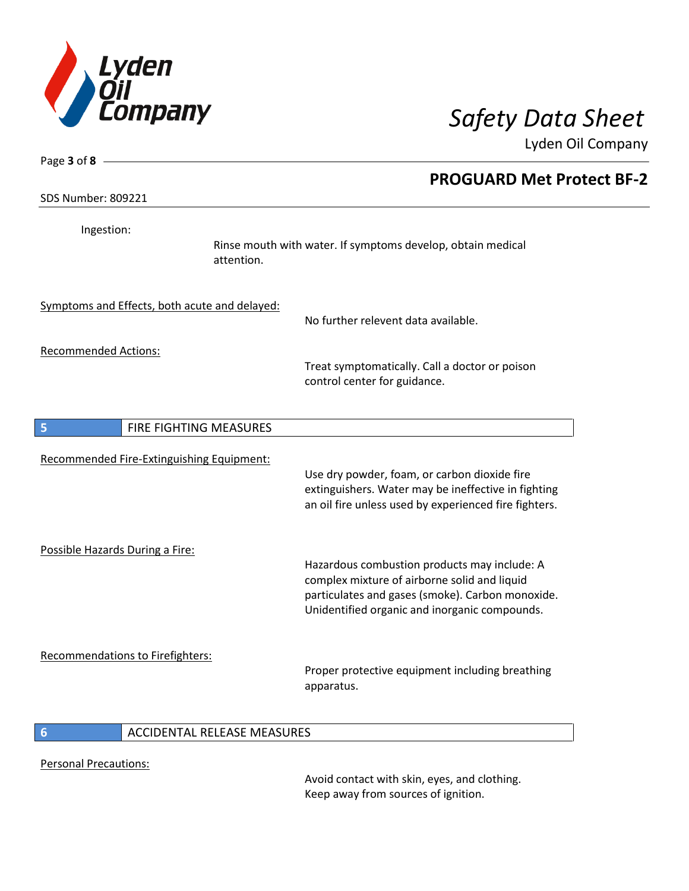Ingestion:

Rinse mouth with water. If symptoms develop, obtain medical attention.

Symptoms and Effects, both acute and delayed:

No further relevent data available.

Recommended Actions:

Treat symptomatically. Call a doctor or poison control center for guidance.

## 5 FIRE FIGHTING MEASURES

Recommended Fire-Extinguishing Equipment:

Use dry powder, foam, or carbon dioxide fire extinguishers. Water may be ineffective in fighting an oil fire unless used by experienced fire fighters.

Possible Hazards During a Fire:

Hazardous combustion products may include: A complex mixture of airborne solid and liquid particulates and gases (smoke). Carbon monoxide. Unidentified organic and inorganic compounds.

Recommendations to Firefighters:

Proper protective equipment including breathing apparatus.

## 6 ACCIDENTAL RELEASE MEASURES

Personal Precautions:

Avoid contact with skin, eyes, and clothing. Keep away from sources of ignition.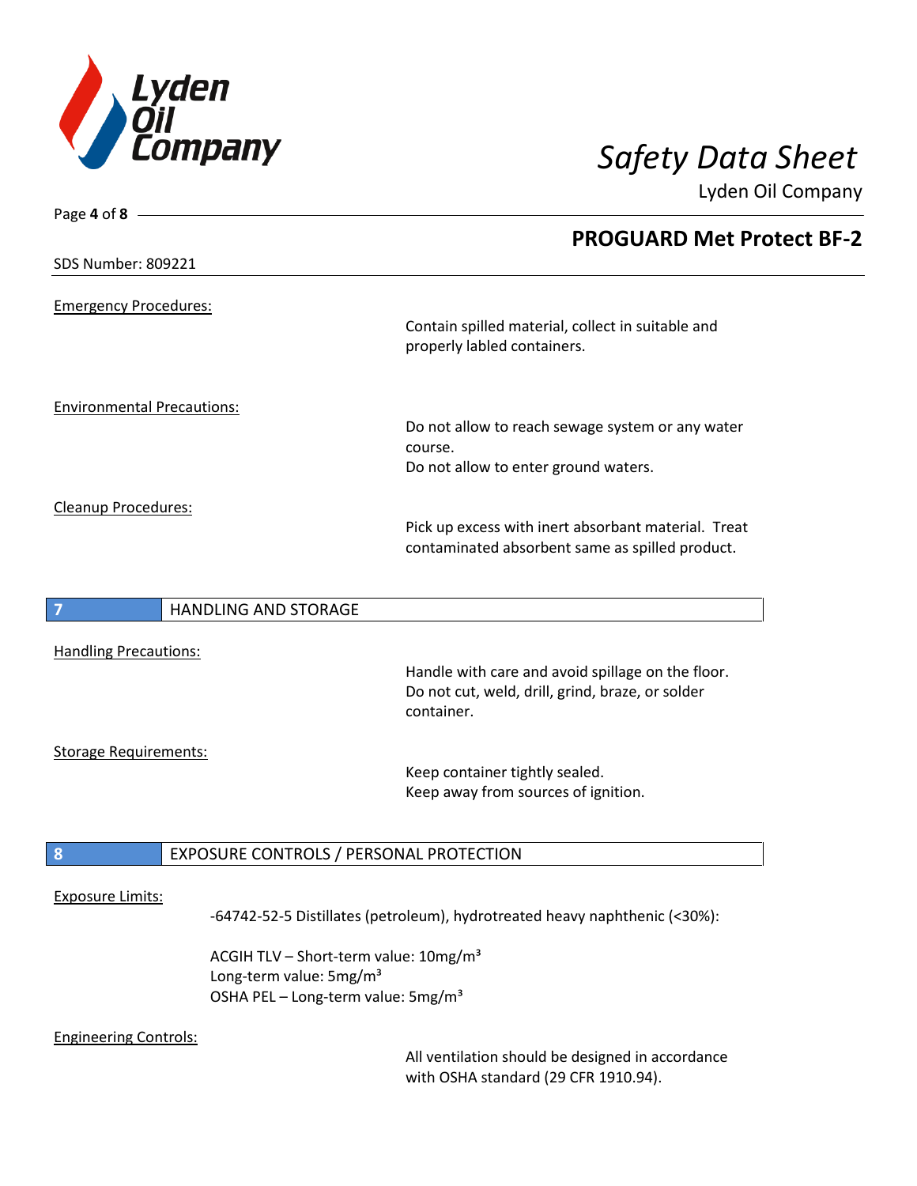Emergency Procedures:

Contain spilled material, collect in suitable and properly labled containers.

Environmental Precautions:

Do not allow to reach sewage system or any water course.
Do not allow to enter ground waters.

Cleanup Procedures:

Pick up excess with inert absorbant material. Treat contaminated absorbent same as spilled product.

## 7 HANDLING AND STORAGE

Handling Precautions:

Handle with care and avoid spillage on the floor.
Do not cut, weld, drill, grind, braze, or solder container.

Storage Requirements:

Keep container tightly sealed.
Keep away from sources of ignition.

## 8 EXPOSURE CONTROLS / PERSONAL PROTECTION

Exposure Limits:

-64742-52-5 Distillates (petroleum), hydrotreated heavy naphthenic (<30%):

ACGIH TLV – Short-term value: 10mg/m³
Long-term value: 5mg/m³
OSHA PEL – Long-term value: 5mg/m³

Engineering Controls:

All ventilation should be designed in accordance with OSHA standard (29 CFR 1910.94).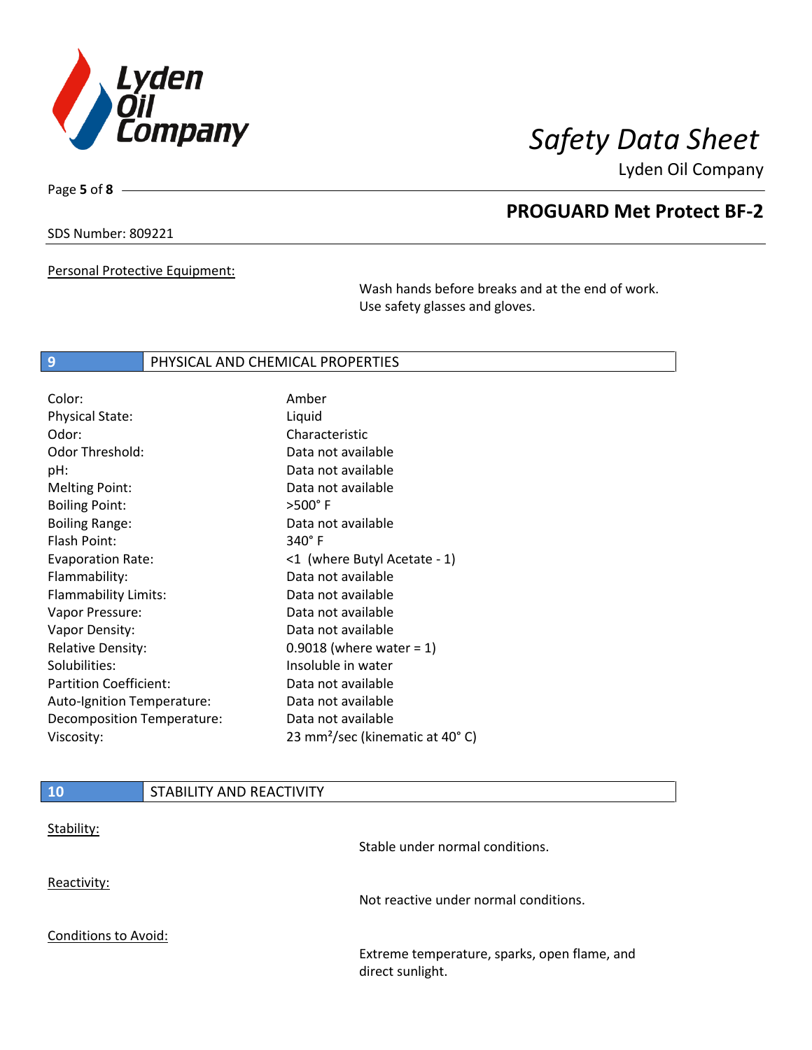Personal Protective Equipment:

Wash hands before breaks and at the end of work.
Use safety glasses and gloves.

## 9 PHYSICAL AND CHEMICAL PROPERTIES

| | |
|---|---|
| Color: | Amber |
| Physical State: | Liquid |
| Odor: | Characteristic |
| Odor Threshold: | Data not available |
| pH: | Data not available |
| Melting Point: | Data not available |
| Boiling Point: | >500° F |
| Boiling Range: | Data not available |
| Flash Point: | 340° F |
| Evaporation Rate: | <1 (where Butyl Acetate - 1) |
| Flammability: | Data not available |
| Flammability Limits: | Data not available |
| Vapor Pressure: | Data not available |
| Vapor Density: | Data not available |
| Relative Density: | 0.9018 (where water = 1) |
| Solubilities: | Insoluble in water |
| Partition Coefficient: | Data not available |
| Auto-Ignition Temperature: | Data not available |
| Decomposition Temperature: | Data not available |
| Viscosity: | 23 $mm^2$/sec (kinematic at 40° C) |

## 10 STABILITY AND REACTIVITY

Stability:

Stable under normal conditions.

Reactivity:

Not reactive under normal conditions.

Conditions to Avoid:

Extreme temperature, sparks, open flame, and direct sunlight.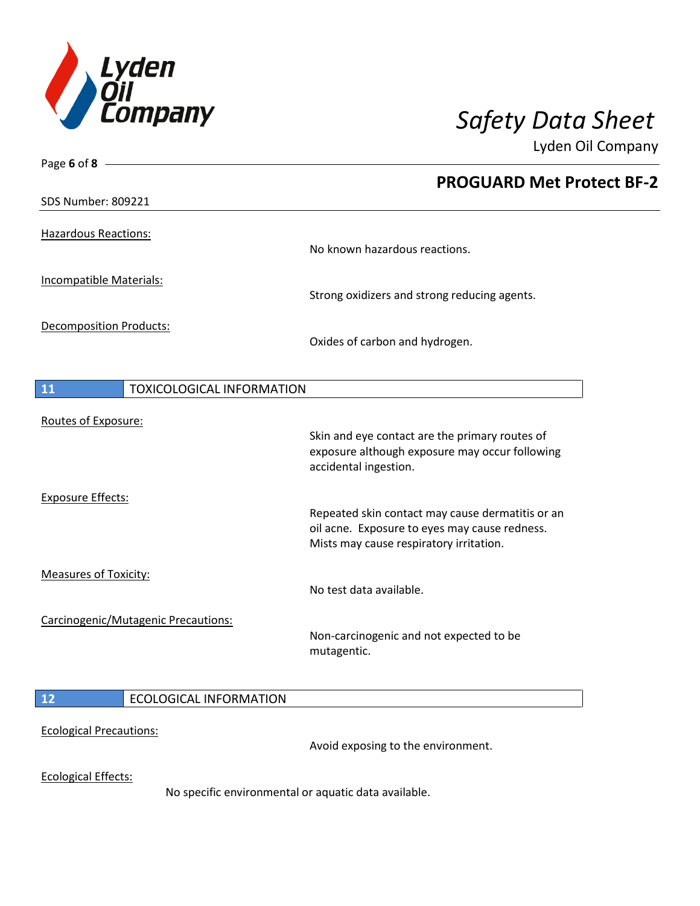Hazardous Reactions:

No known hazardous reactions.

Incompatible Materials:

Strong oxidizers and strong reducing agents.

Decomposition Products:

Oxides of carbon and hydrogen.

## 11 TOXICOLOGICAL INFORMATION

Routes of Exposure:

Skin and eye contact are the primary routes of exposure although exposure may occur following accidental ingestion.

Exposure Effects:

Repeated skin contact may cause dermatitis or an oil acne. Exposure to eyes may cause redness. Mists may cause respiratory irritation.

Measures of Toxicity:

No test data available.

Carcinogenic/Mutagenic Precautions:

Non-carcinogenic and not expected to be mutagentic.

## 12 ECOLOGICAL INFORMATION

Ecological Precautions:

Avoid exposing to the environment.

Ecological Effects:

No specific environmental or aquatic data available.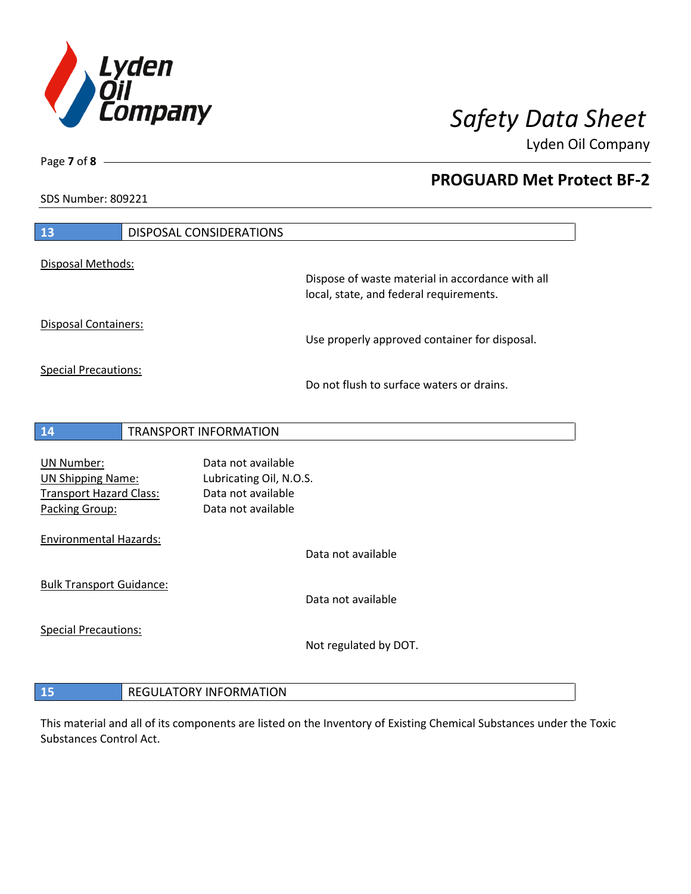## 13 DISPOSAL CONSIDERATIONS

Disposal Methods:

Dispose of waste material in accordance with all local, state, and federal requirements.

Disposal Containers:

Use properly approved container for disposal.

Special Precautions:

Do not flush to surface waters or drains.

## 14 TRANSPORT INFORMATION

| | |
|---|---|
| UN Number: | Data not available |
| UN Shipping Name: | Lubricating Oil, N.O.S. |
| Transport Hazard Class: | Data not available |
| Packing Group: | Data not available |

Environmental Hazards:

Data not available

Bulk Transport Guidance:

Data not available

Special Precautions:

Not regulated by DOT.

## 15 REGULATORY INFORMATION

This material and all of its components are listed on the Inventory of Existing Chemical Substances under the Toxic Substances Control Act.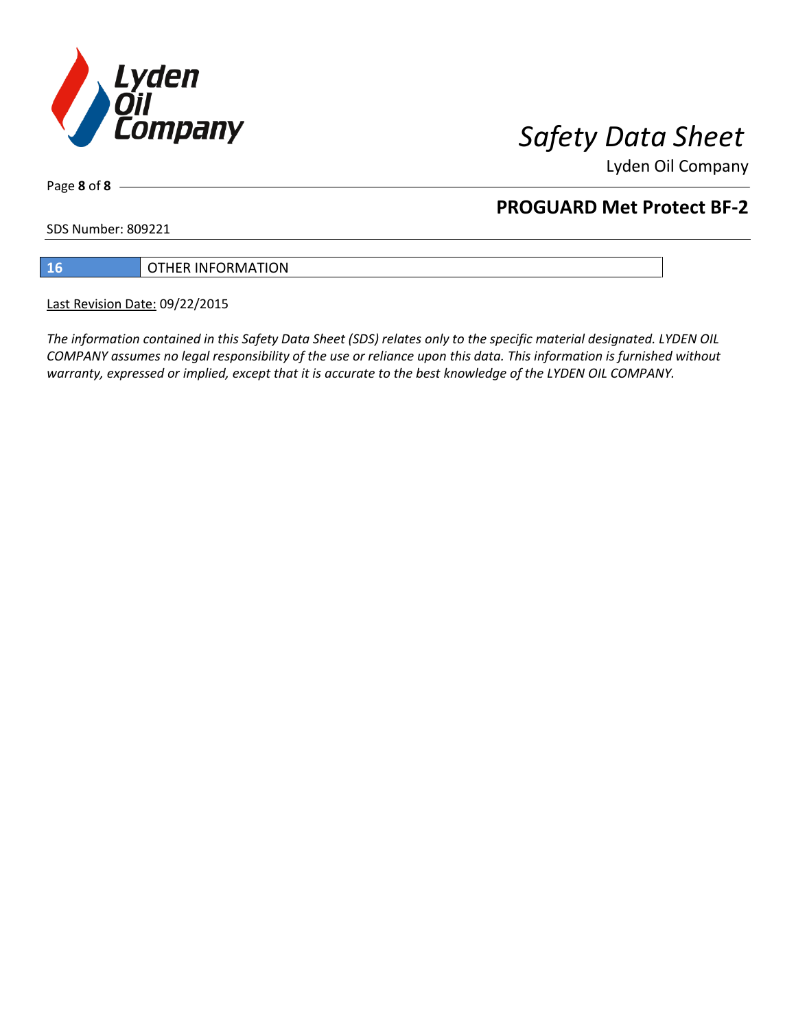## 16 OTHER INFORMATION

Last Revision Date: 09/22/2015

*The information contained in this Safety Data Sheet (SDS) relates only to the specific material designated. LYDEN OIL COMPANY assumes no legal responsibility of the use or reliance upon this data. This information is furnished without warranty, expressed or implied, except that it is accurate to the best knowledge of the LYDEN OIL COMPANY.*